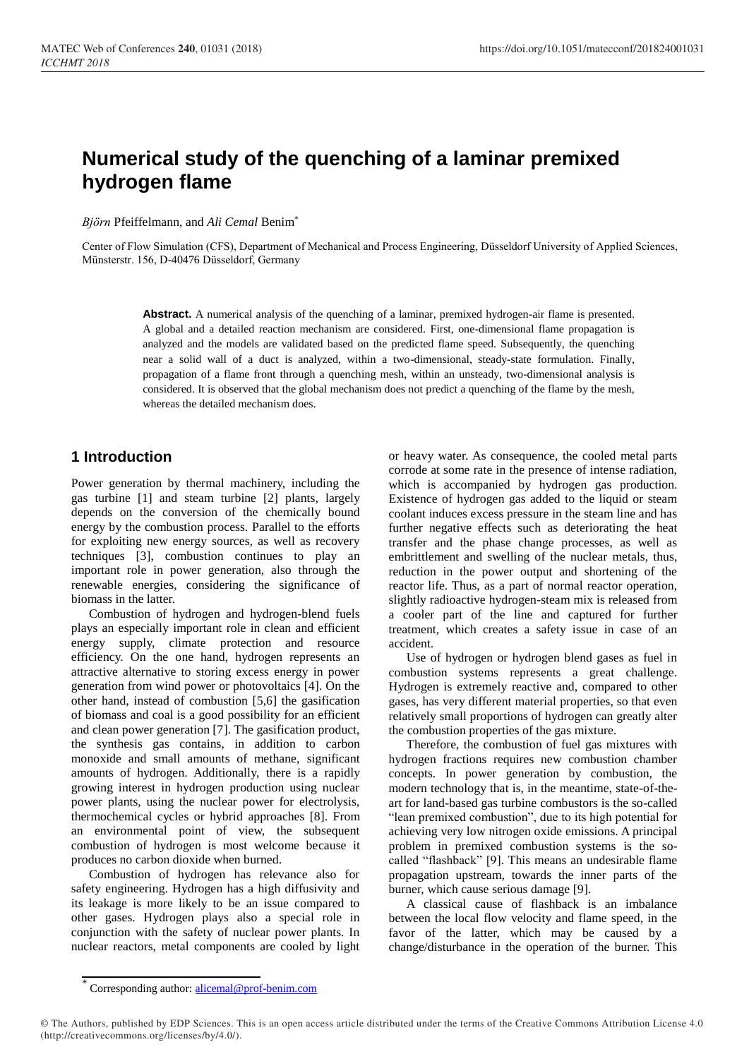# Numerical study of the quenching of a laminar premixed hydrogen flame

*Björn* Pfeiffelmann, and *Ali Cemal* Benim*

Center of Flow Simulation (CFS), Department of Mechanical and Process Engineering, Düsseldorf University of Applied Sciences, Münsterstr. 156, D-40476 Düsseldorf, Germany

**Abstract.** A numerical analysis of the quenching of a laminar, premixed hydrogen-air flame is presented. A global and a detailed reaction mechanism are considered. First, one-dimensional flame propagation is analyzed and the models are validated based on the predicted flame speed. Subsequently, the quenching near a solid wall of a duct is analyzed, within a two-dimensional, steady-state formulation. Finally, propagation of a flame front through a quenching mesh, within an unsteady, two-dimensional analysis is considered. It is observed that the global mechanism does not predict a quenching of the flame by the mesh, whereas the detailed mechanism does.

## 1 Introduction

Power generation by thermal machinery, including the gas turbine [1] and steam turbine [2] plants, largely depends on the conversion of the chemically bound energy by the combustion process. Parallel to the efforts for exploiting new energy sources, as well as recovery techniques [3], combustion continues to play an important role in power generation, also through the renewable energies, considering the significance of biomass in the latter.

Combustion of hydrogen and hydrogen-blend fuels plays an especially important role in clean and efficient energy supply, climate protection and resource efficiency. On the one hand, hydrogen represents an attractive alternative to storing excess energy in power generation from wind power or photovoltaics [4]. On the other hand, instead of combustion [5,6] the gasification of biomass and coal is a good possibility for an efficient and clean power generation [7]. The gasification product, the synthesis gas contains, in addition to carbon monoxide and small amounts of methane, significant amounts of hydrogen. Additionally, there is a rapidly growing interest in hydrogen production using nuclear power plants, using the nuclear power for electrolysis, thermochemical cycles or hybrid approaches [8]. From an environmental point of view, the subsequent combustion of hydrogen is most welcome because it produces no carbon dioxide when burned.

Combustion of hydrogen has relevance also for safety engineering. Hydrogen has a high diffusivity and its leakage is more likely to be an issue compared to other gases. Hydrogen plays also a special role in conjunction with the safety of nuclear power plants. In nuclear reactors, metal components are cooled by light or heavy water. As consequence, the cooled metal parts corrode at some rate in the presence of intense radiation, which is accompanied by hydrogen gas production. Existence of hydrogen gas added to the liquid or steam coolant induces excess pressure in the steam line and has further negative effects such as deteriorating the heat transfer and the phase change processes, as well as embrittlement and swelling of the nuclear metals, thus, reduction in the power output and shortening of the reactor life. Thus, as a part of normal reactor operation, slightly radioactive hydrogen-steam mix is released from a cooler part of the line and captured for further treatment, which creates a safety issue in case of an accident.

Use of hydrogen or hydrogen blend gases as fuel in combustion systems represents a great challenge. Hydrogen is extremely reactive and, compared to other gases, has very different material properties, so that even relatively small proportions of hydrogen can greatly alter the combustion properties of the gas mixture.

Therefore, the combustion of fuel gas mixtures with hydrogen fractions requires new combustion chamber concepts. In power generation by combustion, the modern technology that is, in the meantime, state-of-the-art for land-based gas turbine combustors is the so-called "lean premixed combustion", due to its high potential for achieving very low nitrogen oxide emissions. A principal problem in premixed combustion systems is the so-called "flashback" [9]. This means an undesirable flame propagation upstream, towards the inner parts of the burner, which cause serious damage [9].

A classical cause of flashback is an imbalance between the local flow velocity and flame speed, in the favor of the latter, which may be caused by a change/disturbance in the operation of the burner. This

* Corresponding author: alicemal@prof-benim.com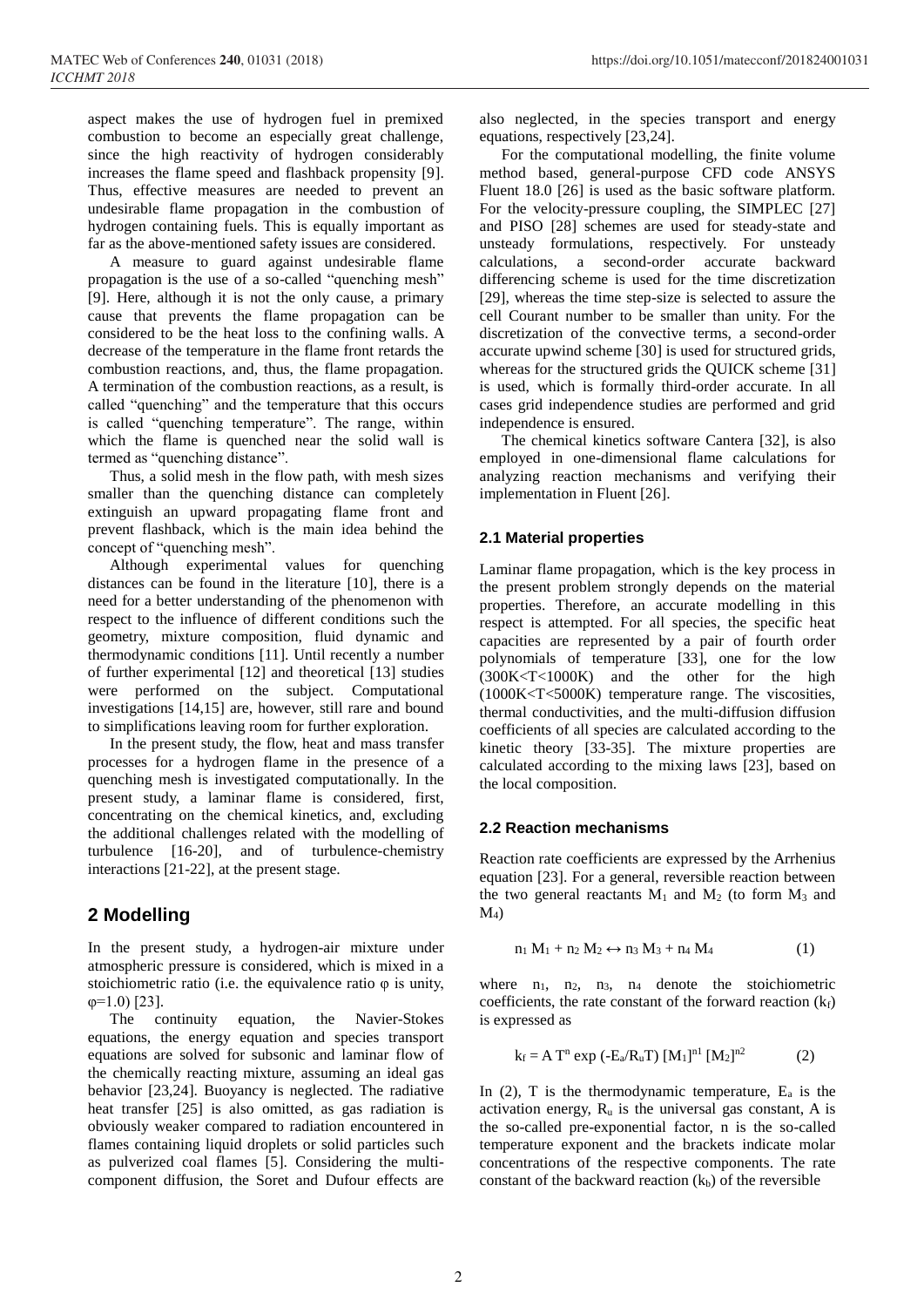aspect makes the use of hydrogen fuel in premixed combustion to become an especially great challenge, since the high reactivity of hydrogen considerably increases the flame speed and flashback propensity [9]. Thus, effective measures are needed to prevent an undesirable flame propagation in the combustion of hydrogen containing fuels. This is equally important as far as the above-mentioned safety issues are considered.

A measure to guard against undesirable flame propagation is the use of a so-called "quenching mesh" [9]. Here, although it is not the only cause, a primary cause that prevents the flame propagation can be considered to be the heat loss to the confining walls. A decrease of the temperature in the flame front retards the combustion reactions, and, thus, the flame propagation. A termination of the combustion reactions, as a result, is called "quenching" and the temperature that this occurs is called "quenching temperature". The range, within which the flame is quenched near the solid wall is termed as "quenching distance".

Thus, a solid mesh in the flow path, with mesh sizes smaller than the quenching distance can completely extinguish an upward propagating flame front and prevent flashback, which is the main idea behind the concept of "quenching mesh".

Although experimental values for quenching distances can be found in the literature [10], there is a need for a better understanding of the phenomenon with respect to the influence of different conditions such the geometry, mixture composition, fluid dynamic and thermodynamic conditions [11]. Until recently a number of further experimental [12] and theoretical [13] studies were performed on the subject. Computational investigations [14,15] are, however, still rare and bound to simplifications leaving room for further exploration.

In the present study, the flow, heat and mass transfer processes for a hydrogen flame in the presence of a quenching mesh is investigated computationally. In the present study, a laminar flame is considered, first, concentrating on the chemical kinetics, and, excluding the additional challenges related with the modelling of turbulence [16-20], and of turbulence-chemistry interactions [21-22], at the present stage.

## 2 Modelling

In the present study, a hydrogen-air mixture under atmospheric pressure is considered, which is mixed in a stoichiometric ratio (i.e. the equivalence ratio $\varphi$ is unity, $\varphi$=1.0) [23].

The continuity equation, the Navier-Stokes equations, the energy equation and species transport equations are solved for subsonic and laminar flow of the chemically reacting mixture, assuming an ideal gas behavior [23,24]. Buoyancy is neglected. The radiative heat transfer [25] is also omitted, as gas radiation is obviously weaker compared to radiation encountered in flames containing liquid droplets or solid particles such as pulverized coal flames [5]. Considering the multi-component diffusion, the Soret and Dufour effects are also neglected, in the species transport and energy equations, respectively [23,24].

For the computational modelling, the finite volume method based, general-purpose CFD code ANSYS Fluent 18.0 [26] is used as the basic software platform. For the velocity-pressure coupling, the SIMPLEC [27] and PISO [28] schemes are used for steady-state and unsteady formulations, respectively. For unsteady calculations, a second-order accurate backward differencing scheme is used for the time discretization [29], whereas the time step-size is selected to assure the cell Courant number to be smaller than unity. For the discretization of the convective terms, a second-order accurate upwind scheme [30] is used for structured grids, whereas for the structured grids the QUICK scheme [31] is used, which is formally third-order accurate. In all cases grid independence studies are performed and grid independence is ensured.

The chemical kinetics software Cantera [32], is also employed in one-dimensional flame calculations for analyzing reaction mechanisms and verifying their implementation in Fluent [26].

### 2.1 Material properties

Laminar flame propagation, which is the key process in the present problem strongly depends on the material properties. Therefore, an accurate modelling in this respect is attempted. For all species, the specific heat capacities are represented by a pair of fourth order polynomials of temperature [33], one for the low (300K<T<1000K) and the other for the high (1000K<T<5000K) temperature range. The viscosities, thermal conductivities, and the multi-diffusion diffusion coefficients of all species are calculated according to the kinetic theory [33-35]. The mixture properties are calculated according to the mixing laws [23], based on the local composition.

### 2.2 Reaction mechanisms

Reaction rate coefficients are expressed by the Arrhenius equation [23]. For a general, reversible reaction between the two general reactants $M_1$ and $M_2$ (to form $M_3$ and $M_4$)

$$n_1 M_1 + n_2 M_2 \leftrightarrow n_3 M_3 + n_4 M_4 \quad (1)$$

where $n_1$, $n_2$, $n_3$, $n_4$ denote the stoichiometric coefficients, the rate constant of the forward reaction ($k_f$) is expressed as

$$k_f = A\, T^n \exp(-E_a/R_u T)\, [M_1]^{n1}\, [M_2]^{n2} \quad (2)$$

In (2), T is the thermodynamic temperature, $E_a$ is the activation energy, $R_u$ is the universal gas constant, A is the so-called pre-exponential factor, n is the so-called temperature exponent and the brackets indicate molar concentrations of the respective components. The rate constant of the backward reaction ($k_b$) of the reversible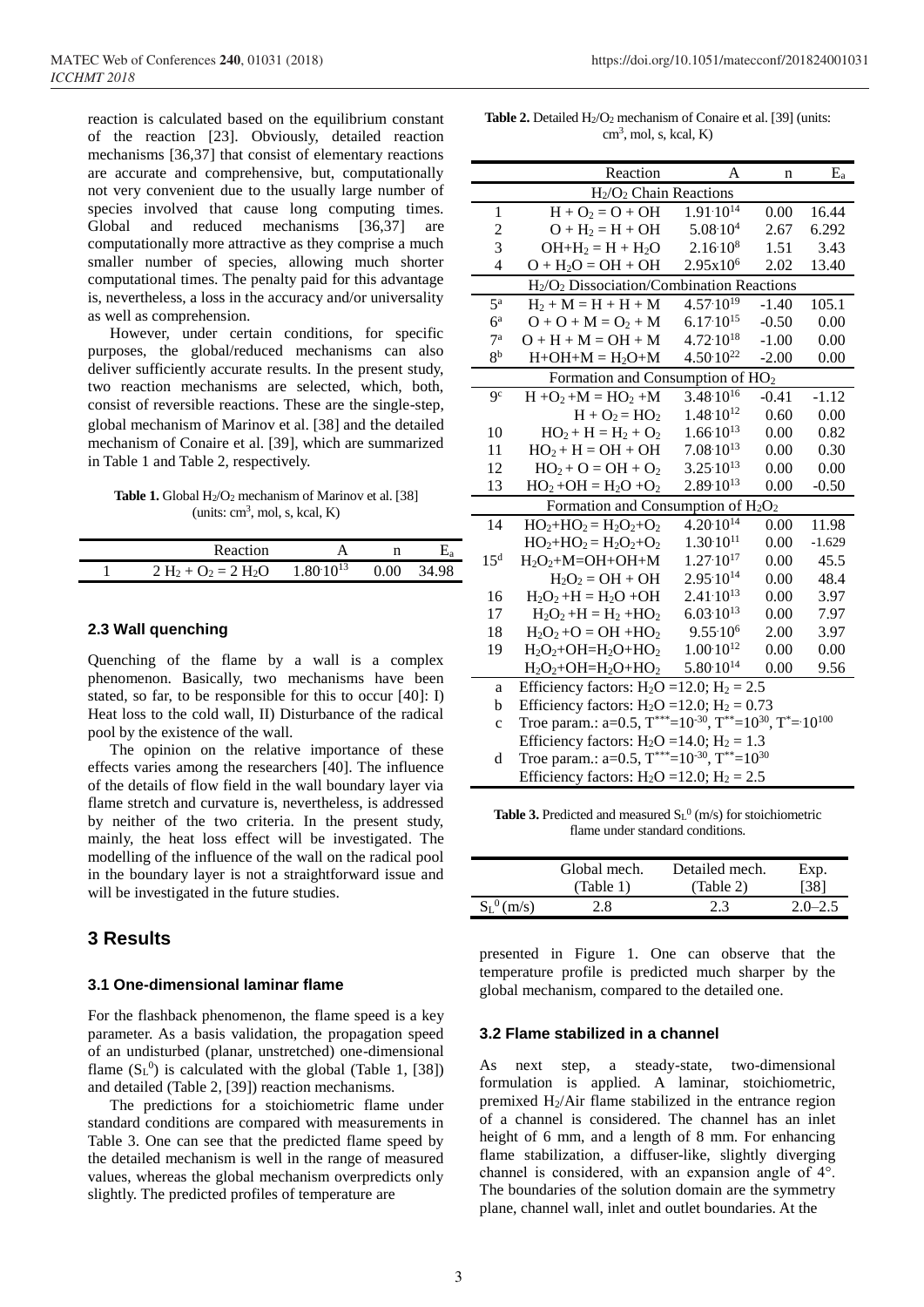reaction is calculated based on the equilibrium constant of the reaction [23]. Obviously, detailed reaction mechanisms [36,37] that consist of elementary reactions are accurate and comprehensive, but, computationally not very convenient due to the usually large number of species involved that cause long computing times. Global and reduced mechanisms [36,37] are computationally more attractive as they comprise a much smaller number of species, allowing much shorter computational times. The penalty paid for this advantage is, nevertheless, a loss in the accuracy and/or universality as well as comprehension.

However, under certain conditions, for specific purposes, the global/reduced mechanisms can also deliver sufficiently accurate results. In the present study, two reaction mechanisms are selected, which, both, consist of reversible reactions. These are the single-step, global mechanism of Marinov et al. [38] and the detailed mechanism of Conaire et al. [39], which are summarized in Table 1 and Table 2, respectively.

**Table 1.** Global $H_2/O_2$ mechanism of Marinov et al. [38] (units: $cm^3$, mol, s, kcal, K)

| | Reaction | A | n | $E_a$ |
|---|---|---|---|---|
| 1 | $2 H_2 + O_2 = 2 H_2O$ | $1.80 \cdot 10^{13}$ | 0.00 | 34.98 |

**Table 2.** Detailed $H_2/O_2$ mechanism of Conaire et al. [39] (units: $cm^3$, mol, s, kcal, K)

| | Reaction | A | n | $E_a$ |
|---|---|---|---|---|
| | $H_2/O_2$ Chain Reactions | | | |
| 1 | $H + O_2 = O + OH$ | $1.91 \cdot 10^{14}$ | 0.00 | 16.44 |
| 2 | $O + H_2 = H + OH$ | $5.08 \cdot 10^{4}$ | 2.67 | 6.292 |
| 3 | $OH + H_2 = H + H_2O$ | $2.16 \cdot 10^{8}$ | 1.51 | 3.43 |
| 4 | $O + H_2O = OH + OH$ | $2.95 \times 10^{6}$ | 2.02 | 13.40 |
| | $H_2/O_2$ Dissociation/Combination Reactions | | | |
| 5[a] | $H_2 + M = H + H + M$ | $4.57 \cdot 10^{19}$ | -1.40 | 105.1 |
| 6[a] | $O + O + M = O_2 + M$ | $6.17 \cdot 10^{15}$ | -0.50 | 0.00 |
| 7[a] | $O + H + M = OH + M$ | $4.72 \cdot 10^{18}$ | -1.00 | 0.00 |
| 8[b] | $H + OH + M = H_2O + M$ | $4.50 \cdot 10^{22}$ | -2.00 | 0.00 |
| | Formation and Consumption of $HO_2$ | | | |
| 9[c] | $H + O_2 + M = HO_2 + M$ | $3.48 \cdot 10^{16}$ | -0.41 | -1.12 |
| | $H + O_2 = HO_2$ | $1.48 \cdot 10^{12}$ | 0.60 | 0.00 |
| 10 | $HO_2 + H = H_2 + O_2$ | $1.66 \cdot 10^{13}$ | 0.00 | 0.82 |
| 11 | $HO_2 + H = OH + OH$ | $7.08 \cdot 10^{13}$ | 0.00 | 0.30 |
| 12 | $HO_2 + O = OH + O_2$ | $3.25 \cdot 10^{13}$ | 0.00 | 0.00 |
| 13 | $HO_2 + OH = H_2O + O_2$ | $2.89 \cdot 10^{13}$ | 0.00 | -0.50 |
| | Formation and Consumption of $H_2O_2$ | | | |
| 14 | $HO_2 + HO_2 = H_2O_2 + O_2$ | $4.20 \cdot 10^{14}$ | 0.00 | 11.98 |
| | $HO_2 + HO_2 = H_2O_2 + O_2$ | $1.30 \cdot 10^{11}$ | 0.00 | -1.629 |
| 15[d] | $H_2O_2 + M = OH + OH + M$ | $1.27 \cdot 10^{17}$ | 0.00 | 45.5 |
| | $H_2O_2 = OH + OH$ | $2.95 \cdot 10^{14}$ | 0.00 | 48.4 |
| 16 | $H_2O_2 + H = H_2O + OH$ | $2.41 \cdot 10^{13}$ | 0.00 | 3.97 |
| 17 | $H_2O_2 + H = H_2 + HO_2$ | $6.03 \cdot 10^{13}$ | 0.00 | 7.97 |
| 18 | $H_2O_2 + O = OH + HO_2$ | $9.55 \cdot 10^{6}$ | 2.00 | 3.97 |
| 19 | $H_2O_2 + OH = H_2O + HO_2$ | $1.00 \cdot 10^{12}$ | 0.00 | 0.00 |
| | $H_2O_2 + OH = H_2O + HO_2$ | $5.80 \cdot 10^{14}$ | 0.00 | 9.56 |
| a | Efficiency factors: $H_2O = 12.0$; $H_2 = 2.5$ | | | |
| b | Efficiency factors: $H_2O = 12.0$; $H_2 = 0.73$ | | | |
| c | Troe param.: a=0.5, $T^{***}=10^{-30}$, $T^{**}=10^{30}$, $T^{*}=10^{100}$ | | | |
| | Efficiency factors: $H_2O = 14.0$; $H_2 = 1.3$ | | | |
| d | Troe param.: a=0.5, $T^{***}=10^{-30}$, $T^{**}=10^{30}$ | | | |
| | Efficiency factors: $H_2O = 12.0$; $H_2 = 2.5$ | | | |

### 2.3 Wall quenching

Quenching of the flame by a wall is a complex phenomenon. Basically, two mechanisms have been stated, so far, to be responsible for this to occur [40]: I) Heat loss to the cold wall, II) Disturbance of the radical pool by the existence of the wall.

The opinion on the relative importance of these effects varies among the researchers [40]. The influence of the details of flow field in the wall boundary layer via flame stretch and curvature is, nevertheless, is addressed by neither of the two criteria. In the present study, mainly, the heat loss effect will be investigated. The modelling of the influence of the wall on the radical pool in the boundary layer is not a straightforward issue and will be investigated in the future studies.

## 3 Results

### 3.1 One-dimensional laminar flame

For the flashback phenomenon, the flame speed is a key parameter. As a basis validation, the propagation speed of an undisturbed (planar, unstretched) one-dimensional flame ($S_L^0$) is calculated with the global (Table 1, [38]) and detailed (Table 2, [39]) reaction mechanisms.

The predictions for a stoichiometric flame under standard conditions are compared with measurements in Table 3. One can see that the predicted flame speed by the detailed mechanism is well in the range of measured values, whereas the global mechanism overpredicts only slightly. The predicted profiles of temperature are presented in Figure 1. One can observe that the temperature profile is predicted much sharper by the global mechanism, compared to the detailed one.

**Table 3.** Predicted and measured $S_L^0$ (m/s) for stoichiometric flame under standard conditions.

| | Global mech. (Table 1) | Detailed mech. (Table 2) | Exp. [38] |
|---|---|---|---|
| $S_L^0$ (m/s) | 2.8 | 2.3 | 2.0–2.5 |

### 3.2 Flame stabilized in a channel

As next step, a steady-state, two-dimensional formulation is applied. A laminar, stoichiometric, premixed $H_2$/Air flame stabilized in the entrance region of a channel is considered. The channel has an inlet height of 6 mm, and a length of 8 mm. For enhancing flame stabilization, a diffuser-like, slightly diverging channel is considered, with an expansion angle of 4°. The boundaries of the solution domain are the symmetry plane, channel wall, inlet and outlet boundaries. At the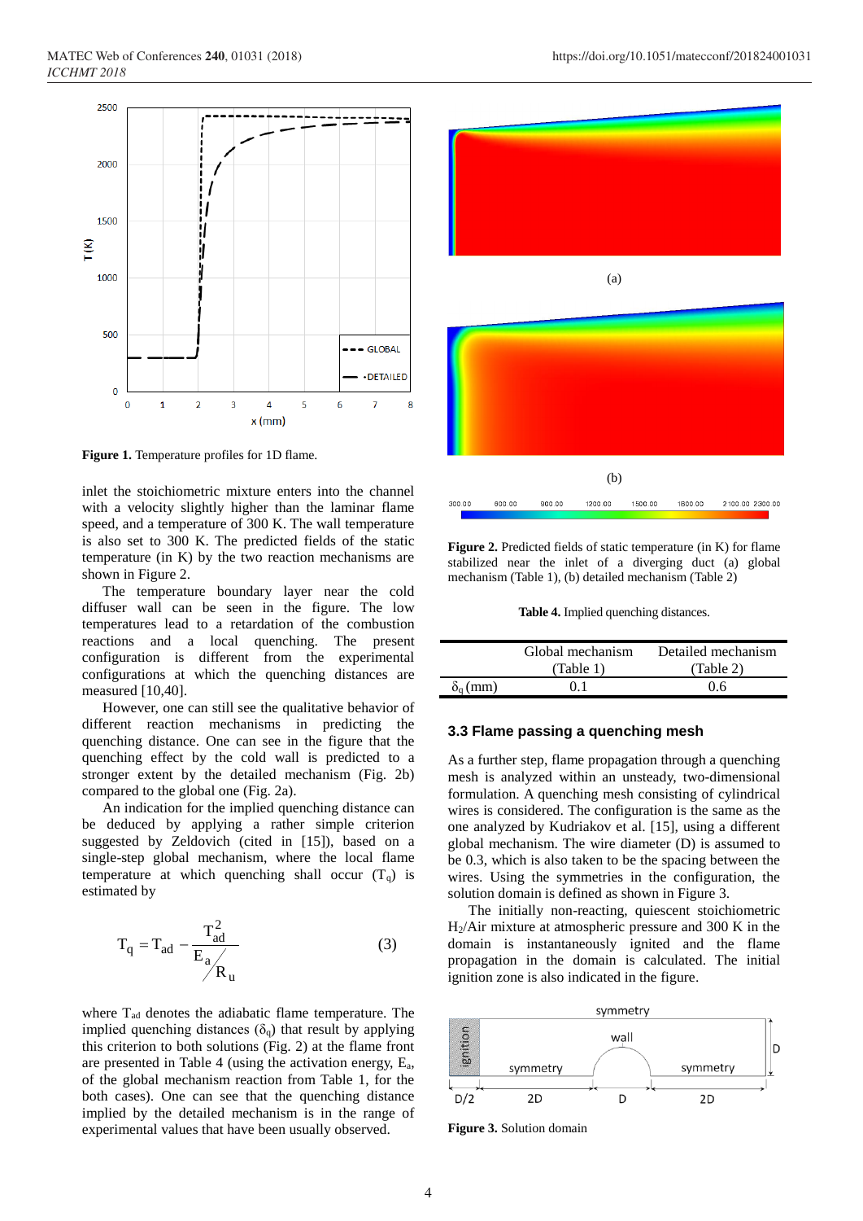Figure 1. Temperature profiles for 1D flame.

inlet the stoichiometric mixture enters into the channel with a velocity slightly higher than the laminar flame speed, and a temperature of 300 K. The wall temperature is also set to 300 K. The predicted fields of the static temperature (in K) by the two reaction mechanisms are shown in Figure 2.

The temperature boundary layer near the cold diffuser wall can be seen in the figure. The low temperatures lead to a retardation of the combustion reactions and a local quenching. The present configuration is different from the experimental configurations at which the quenching distances are measured [10,40].

However, one can still see the qualitative behavior of different reaction mechanisms in predicting the quenching distance. One can see in the figure that the quenching effect by the cold wall is predicted to a stronger extent by the detailed mechanism (Fig. 2b) compared to the global one (Fig. 2a).

An indication for the implied quenching distance can be deduced by applying a rather simple criterion suggested by Zeldovich (cited in [15]), based on a single-step global mechanism, where the local flame temperature at which quenching shall occur ($T_q$) is estimated by

$$T_q = T_{ad} - \frac{T_{ad}^2}{E_a / R_u} \qquad (3)$$

where $T_{ad}$ denotes the adiabatic flame temperature. The implied quenching distances ($\delta_q$) that result by applying this criterion to both solutions (Fig. 2) at the flame front are presented in Table 4 (using the activation energy, $E_a$, of the global mechanism reaction from Table 1, for the both cases). One can see that the quenching distance implied by the detailed mechanism is in the range of experimental values that have been usually observed.

(a)

(b)

Figure 2. Predicted fields of static temperature (in K) for flame stabilized near the inlet of a diverging duct (a) global mechanism (Table 1), (b) detailed mechanism (Table 2)

**Table 4.** Implied quenching distances.

| | Global mechanism (Table 1) | Detailed mechanism (Table 2) |
|---|---|---|
| $\delta_q$ (mm) | 0.1 | 0.6 |

### 3.3 Flame passing a quenching mesh

As a further step, flame propagation through a quenching mesh is analyzed within an unsteady, two-dimensional formulation. A quenching mesh consisting of cylindrical wires is considered. The configuration is the same as the one analyzed by Kudriakov et al. [15], using a different global mechanism. The wire diameter (D) is assumed to be 0.3, which is also taken to be the spacing between the wires. Using the symmetries in the configuration, the solution domain is defined as shown in Figure 3.

The initially non-reacting, quiescent stoichiometric $H_2$/Air mixture at atmospheric pressure and 300 K in the domain is instantaneously ignited and the flame propagation in the domain is calculated. The initial ignition zone is also indicated in the figure.

Figure 3. Solution domain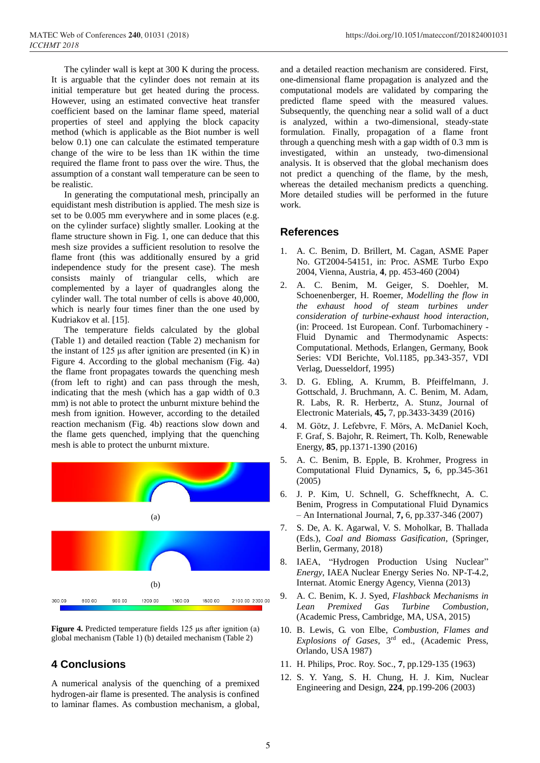The cylinder wall is kept at 300 K during the process. It is arguable that the cylinder does not remain at its initial temperature but get heated during the process. However, using an estimated convective heat transfer coefficient based on the laminar flame speed, material properties of steel and applying the block capacity method (which is applicable as the Biot number is well below 0.1) one can calculate the estimated temperature change of the wire to be less than 1K within the time required the flame front to pass over the wire. Thus, the assumption of a constant wall temperature can be seen to be realistic.

In generating the computational mesh, principally an equidistant mesh distribution is applied. The mesh size is set to be 0.005 mm everywhere and in some places (e.g. on the cylinder surface) slightly smaller. Looking at the flame structure shown in Fig. 1, one can deduce that this mesh size provides a sufficient resolution to resolve the flame front (this was additionally ensured by a grid independence study for the present case). The mesh consists mainly of triangular cells, which are complemented by a layer of quadrangles along the cylinder wall. The total number of cells is above 40,000, which is nearly four times finer than the one used by Kudriakov et al. [15].

The temperature fields calculated by the global (Table 1) and detailed reaction (Table 2) mechanism for the instant of 125 μs after ignition are presented (in K) in Figure 4. According to the global mechanism (Fig. 4a) the flame front propagates towards the quenching mesh (from left to right) and can pass through the mesh, indicating that the mesh (which has a gap width of 0.3 mm) is not able to protect the unburnt mixture behind the mesh from ignition. However, according to the detailed reaction mechanism (Fig. 4b) reactions slow down and the flame gets quenched, implying that the quenching mesh is able to protect the unburnt mixture.

(a)

(b)

300.00 600.00 900.00 1200.00 1500.00 1800.00 2100.00 2300.00

**Figure 4.** Predicted temperature fields 125 μs after ignition (a) global mechanism (Table 1) (b) detailed mechanism (Table 2)

## 4 Conclusions

A numerical analysis of the quenching of a premixed hydrogen-air flame is presented. The analysis is confined to laminar flames. As combustion mechanism, a global, and a detailed reaction mechanism are considered. First, one-dimensional flame propagation is analyzed and the computational models are validated by comparing the predicted flame speed with the measured values. Subsequently, the quenching near a solid wall of a duct is analyzed, within a two-dimensional, steady-state formulation. Finally, propagation of a flame front through a quenching mesh with a gap width of 0.3 mm is investigated, within an unsteady, two-dimensional analysis. It is observed that the global mechanism does not predict a quenching of the flame, by the mesh, whereas the detailed mechanism predicts a quenching. More detailed studies will be performed in the future work.

## References

1. A. C. Benim, D. Brillert, M. Cagan, ASME Paper No. GT2004-54151, in: Proc. ASME Turbo Expo 2004, Vienna, Austria, **4**, pp. 453-460 (2004)
2. A. C. Benim, M. Geiger, S. Doehler, M. Schoenenberger, H. Roemer, *Modelling the flow in the exhaust hood of steam turbines under consideration of turbine-exhaust hood interaction*, (in: Proceed. 1st European. Conf. Turbomachinery - Fluid Dynamic and Thermodynamic Aspects: Computational. Methods, Erlangen, Germany, Book Series: VDI Berichte, Vol.1185, pp.343-357, VDI Verlag, Duesseldorf, 1995)
3. D. G. Ebling, A. Krumm, B. Pfeiffelmann, J. Gottschald, J. Bruchmann, A. C. Benim, M. Adam, R. Labs, R. R. Herbertz, A. Stunz, Journal of Electronic Materials, **45,** 7, pp.3433-3439 (2016)
4. M. Götz, J. Lefebvre, F. Mörs, A. McDaniel Koch, F. Graf, S. Bajohr, R. Reimert, Th. Kolb, Renewable Energy, **85**, pp.1371-1390 (2016)
5. A. C. Benim, B. Epple, B. Krohmer, Progress in Computational Fluid Dynamics, **5,** 6, pp.345-361 (2005)
6. J. P. Kim, U. Schnell, G. Scheffknecht, A. C. Benim, Progress in Computational Fluid Dynamics – An International Journal, **7,** 6, pp.337-346 (2007)
7. S. De, A. K. Agarwal, V. S. Moholkar, B. Thallada (Eds.), *Coal and Biomass Gasification*, (Springer, Berlin, Germany, 2018)
8. IAEA, "Hydrogen Production Using Nuclear" *Energy*, IAEA Nuclear Energy Series No. NP-T-4.2, Internat. Atomic Energy Agency, Vienna (2013)
9. A. C. Benim, K. J. Syed, *Flashback Mechanisms in Lean Premixed Gas Turbine Combustion*, (Academic Press, Cambridge, MA, USA, 2015)
10. B. Lewis, G. von Elbe, *Combustion, Flames and Explosions of Gases*, 3rd ed., (Academic Press, Orlando, USA 1987)
11. H. Philips, Proc. Roy. Soc., **7**, pp.129-135 (1963)
12. S. Y. Yang, S. H. Chung, H. J. Kim, Nuclear Engineering and Design, **224**, pp.199-206 (2003)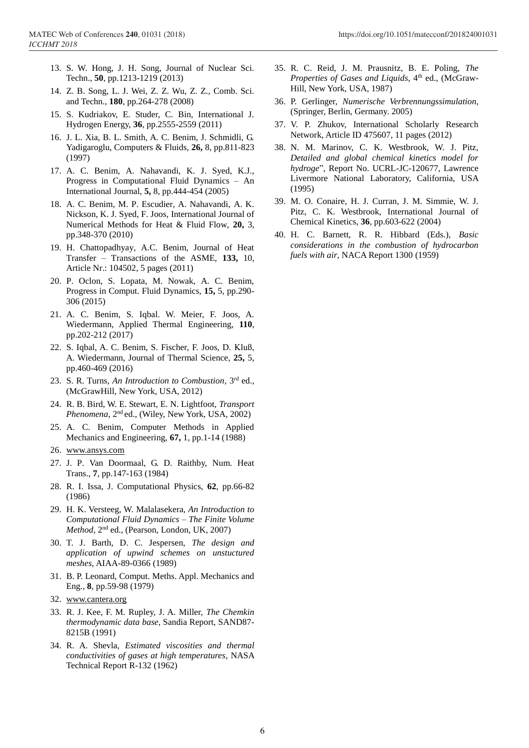13. S. W. Hong, J. H. Song, Journal of Nuclear Sci. Techn., **50**, pp.1213-1219 (2013)
14. Z. B. Song, L. J. Wei, Z. Z. Wu, Z. Z., Comb. Sci. and Techn., **180**, pp.264-278 (2008)
15. S. Kudriakov, E. Studer, C. Bin, International J. Hydrogen Energy, **36**, pp.2555-2559 (2011)
16. J. L. Xia, B. L. Smith, A. C. Benim, J. Schmidli, G. Yadigaroglu, Computers & Fluids, **26,** 8, pp.811-823 (1997)
17. A. C. Benim, A. Nahavandi, K. J. Syed, K.J., Progress in Computational Fluid Dynamics – An International Journal, **5,** 8, pp.444-454 (2005)
18. A. C. Benim, M. P. Escudier, A. Nahavandi, A. K. Nickson, K. J. Syed, F. Joos, International Journal of Numerical Methods for Heat & Fluid Flow, **20,** 3, pp.348-370 (2010)
19. H. Chattopadhyay, A.C. Benim, Journal of Heat Transfer – Transactions of the ASME, **133,** 10, Article Nr.: 104502, 5 pages (2011)
20. P. Oclon, S. Lopata, M. Nowak, A. C. Benim, Progress in Comput. Fluid Dynamics, **15,** 5, pp.290-306 (2015)
21. A. C. Benim, S. Iqbal. W. Meier, F. Joos, A. Wiedermann, Applied Thermal Engineering, **110**, pp.202-212 (2017)
22. S. Iqbal, A. C. Benim, S. Fischer, F. Joos, D. Kluß, A. Wiedermann, Journal of Thermal Science, **25,** 5, pp.460-469 (2016)
23. S. R. Turns, *An Introduction to Combustion*, 3rd ed., (McGrawHill, New York, USA, 2012)
24. R. B. Bird, W. E. Stewart, E. N. Lightfoot, *Transport Phenomena*, 2nd ed., (Wiley, New York, USA, 2002)
25. A. C. Benim, Computer Methods in Applied Mechanics and Engineering, **67,** 1, pp.1-14 (1988)
26. www.ansys.com
27. J. P. Van Doormaal, G. D. Raithby, Num. Heat Trans., **7**, pp.147-163 (1984)
28. R. I. Issa, J. Computational Physics, **62**, pp.66-82 (1986)
29. H. K. Versteeg, W. Malalasekera, *An Introduction to Computational Fluid Dynamics – The Finite Volume Method*, 2nd ed., (Pearson, London, UK, 2007)
30. T. J. Barth, D. C. Jespersen, *The design and application of upwind schemes on unstuctured meshes*, AIAA-89-0366 (1989)
31. B. P. Leonard, Comput. Meths. Appl. Mechanics and Eng., **8**, pp.59-98 (1979)
32. www.cantera.org
33. R. J. Kee, F. M. Rupley, J. A. Miller, *The Chemkin thermodynamic data base*, Sandia Report, SAND87-8215B (1991)
34. R. A. Shevla, *Estimated viscosities and thermal conductivities of gases at high temperatures*, NASA Technical Report R-132 (1962)
35. R. C. Reid, J. M. Prausnitz, B. E. Poling, *The Properties of Gases and Liquids*, 4th ed., (McGraw-Hill, New York, USA, 1987)
36. P. Gerlinger, *Numerische Verbrennungssimulation*, (Springer, Berlin, Germany. 2005)
37. V. P. Zhukov, International Scholarly Research Network, Article ID 475607, 11 pages (2012)
38. N. M. Marinov, C. K. Westbrook, W. J. Pitz, *Detailed and global chemical kinetics model for hydroge*", Report No. UCRL-JC-120677, Lawrence Livermore National Laboratory, California, USA (1995)
39. M. O. Conaire, H. J. Curran, J. M. Simmie, W. J. Pitz, C. K. Westbrook, International Journal of Chemical Kinetics, **36**, pp.603-622 (2004)
40. H. C. Barnett, R. R. Hibbard (Eds.), *Basic considerations in the combustion of hydrocarbon fuels with air*, NACA Report 1300 (1959)